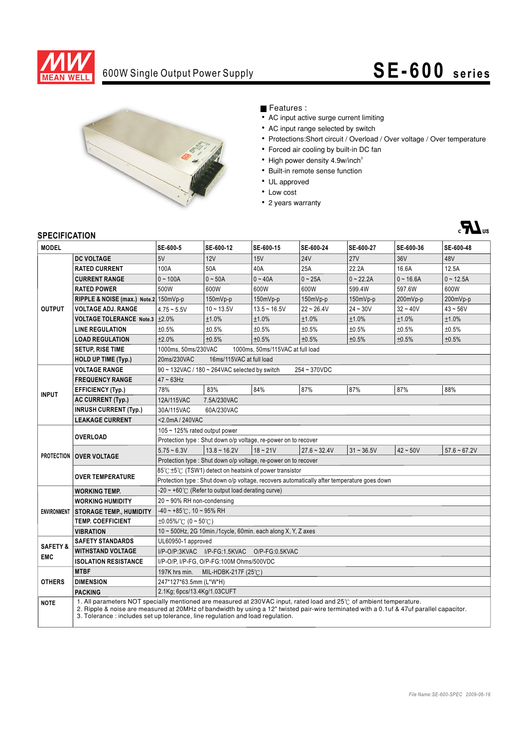# 600W Single Output Power Supply

# SE-600 series

■ Features :

- AC input active surge current limiting
- AC input range selected by switch
- Protections:Short circuit / Overload / Over voltage / Over temperature
- Forced air cooling by built-in DC fan
- High power density 4.9w/inch³
- Built-in remote sense function
- UL approved
- Low cost
- 2 years warranty

## SPECIFICATION

| MODEL | | SE-600-5 | SE-600-12 | SE-600-15 | SE-600-24 | SE-600-27 | SE-600-36 | SE-600-48 |
|---|---|---|---|---|---|---|---|---|
| OUTPUT | DC VOLTAGE | 5V | 12V | 15V | 24V | 27V | 36V | 48V |
| | RATED CURRENT | 100A | 50A | 40A | 25A | 22.2A | 16.6A | 12.5A |
| | CURRENT RANGE | 0 ~ 100A | 0 ~ 50A | 0 ~ 40A | 0 ~ 25A | 0 ~ 22.2A | 0 ~ 16.6A | 0 ~ 12.5A |
| | RATED POWER | 500W | 600W | 600W | 600W | 599.4W | 597.6W | 600W |
| | RIPPLE & NOISE (max.) Note.2 | 150mVp-p | 150mVp-p | 150mVp-p | 150mVp-p | 150mVp-p | 200mVp-p | 200mVp-p |
| | VOLTAGE ADJ. RANGE | 4.75 ~ 5.5V | 10 ~ 13.5V | 13.5 ~ 16.5V | 22 ~ 26.4V | 24 ~ 30V | 32 ~ 40V | 43 ~ 56V |
| | VOLTAGE TOLERANCE Note.3 | ±2.0% | ±1.0% | ±1.0% | ±1.0% | ±1.0% | ±1.0% | ±1.0% |
| | LINE REGULATION | ±0.5% | ±0.5% | ±0.5% | ±0.5% | ±0.5% | ±0.5% | ±0.5% |
| | LOAD REGULATION | ±2.0% | ±0.5% | ±0.5% | ±0.5% | ±0.5% | ±0.5% | ±0.5% |
| | SETUP, RISE TIME | 1000ms, 50ms/230VAC 1000ms, 50ms/115VAC at full load | | | | | | |
| | HOLD UP TIME (Typ.) | 20ms/230VAC 16ms/115VAC at full load | | | | | | |
| INPUT | VOLTAGE RANGE | 90 ~ 132VAC / 180 ~ 264VAC selected by switch 254 ~ 370VDC | | | | | | |
| | FREQUENCY RANGE | 47 ~ 63Hz | | | | | | |
| | EFFICIENCY (Typ.) | 78% | 83% | 84% | 87% | 87% | 87% | 88% |
| | AC CURRENT (Typ.) | 12A/115VAC 7.5A/230VAC | | | | | | |
| | INRUSH CURRENT (Typ.) | 30A/115VAC 60A/230VAC | | | | | | |
| | LEAKAGE CURRENT | <2.0mA / 240VAC | | | | | | |
| PROTECTION | OVERLOAD | 105 ~ 125% rated output power | | | | | | |
| | | Protection type : Shut down o/p voltage, re-power on to recover | | | | | | |
| | OVER VOLTAGE | 5.75 ~ 6.3V | 13.8 ~ 16.2V | 18 ~ 21V | 27.6 ~ 32.4V | 31 ~ 36.5V | 42 ~ 50V | 57.6 ~ 67.2V |
| | | Protection type : Shut down o/p voltage, re-power on to recover | | | | | | |
| | OVER TEMPERATURE | 85℃ ±5℃ (TSW1) detect on heatsink of power transistor | | | | | | |
| | | Protection type : Shut down o/p voltage, recovers automatically after temperature goes down | | | | | | |
| ENVIRONMENT | WORKING TEMP. | -20 ~ +60℃ (Refer to output load derating curve) | | | | | | |
| | WORKING HUMIDITY | 20 ~ 90% RH non-condensing | | | | | | |
| | STORAGE TEMP., HUMIDITY | -40 ~ +85℃, 10 ~ 95% RH | | | | | | |
| | TEMP. COEFFICIENT | ±0.05%/℃ (0 ~ 50℃) | | | | | | |
| | VIBRATION | 10 ~ 500Hz, 2G 10min./1cycle, 60min. each along X, Y, Z axes | | | | | | |
| SAFETY & EMC | SAFETY STANDARDS | UL60950-1 approved | | | | | | |
| | WITHSTAND VOLTAGE | I/P-O/P:3KVAC I/P-FG:1.5KVAC O/P-FG:0.5KVAC | | | | | | |
| | ISOLATION RESISTANCE | I/P-O/P, I/P-FG, O/P-FG:100M Ohms/500VDC | | | | | | |
| OTHERS | MTBF | 197K hrs min. MIL-HDBK-217F (25℃) | | | | | | |
| | DIMENSION | 247\*127\*63.5mm (L\*W\*H) | | | | | | |
| | PACKING | 2.1Kg; 6pcs/13.4Kg/1.03CUFT | | | | | | |
| NOTE | 1. All parameters NOT specially mentioned are measured at 230VAC input, rated load and 25℃ of ambient temperature. 2. Ripple & noise are measured at 20MHz of bandwidth by using a 12" twisted pair-wire terminated with a 0.1uf & 47uf parallel capacitor. 3. Tolerance : includes set up tolerance, line regulation and load regulation. | | | | | | | |

*File Name:SE-600-SPEC 2009-06-16*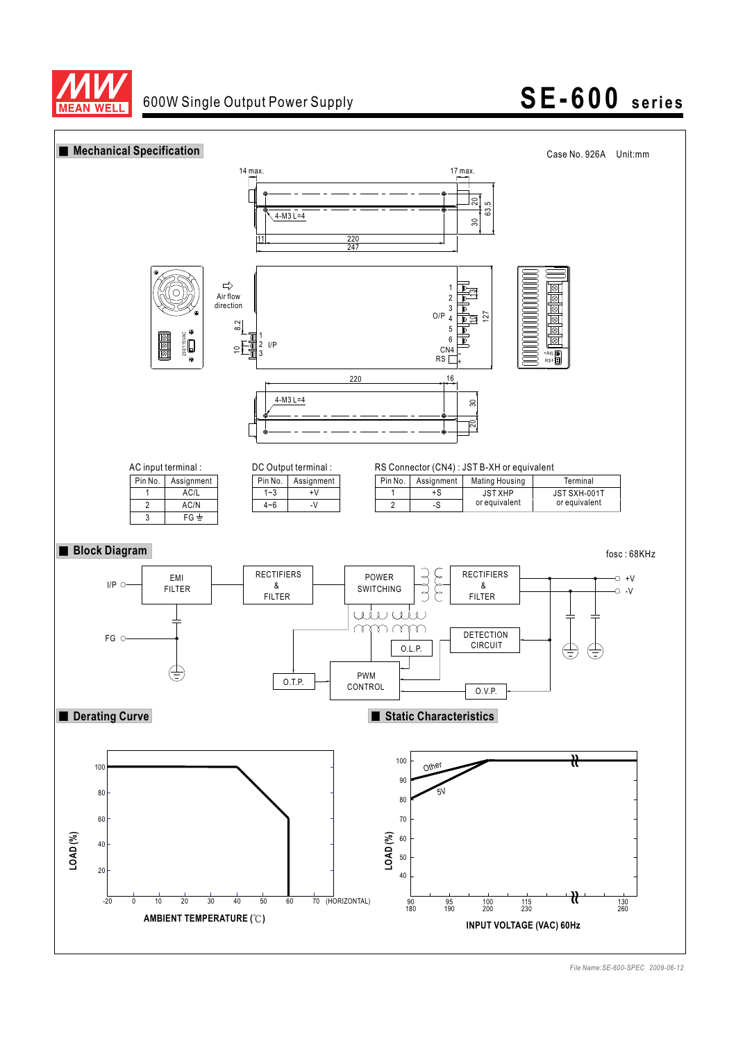# 600W Single Output Power Supply

# SE-600 series

## Mechanical Specification

Case No. 926A  Unit:mm

14 max.
17 max.
4-M3 L=4
11
220
247
20
30
63.5
Air flow direction
8.2
10
I/P
O/P
CN4
RS
1
2
3
4
5
6
13
10
127
220
16
4-M3 L=4
30
20

AC input terminal :

| Pin No. | Assignment |
|---|---|
| 1 | AC/L |
| 2 | AC/N |
| 3 | FG ⏚ |

DC Output terminal :

| Pin No. | Assignment |
|---|---|
| 1~3 | +V |
| 4~6 | -V |

RS Connector (CN4) : JST B-XH or equivalent

| Pin No. | Assignment | Mating Housing | Terminal |
|---|---|---|---|
| 1 | +S | JST XHP or equivalent | JST SXH-001T or equivalent |
| 2 | -S | | |

## Block Diagram

fosc : 68KHz

I/P
FG
EMI FILTER
RECTIFIERS & FILTER
POWER SWITCHING
RECTIFIERS & FILTER
+V
-V
DETECTION CIRCUIT
O.L.P.
O.T.P.
PWM CONTROL
O.V.P.

## Derating Curve

LOAD (%)
100
80
60
40
20
-20
0
10
20
30
40
50
60
70 (HORIZONTAL)
AMBIENT TEMPERATURE (℃)

## Static Characteristics

LOAD (%)
100
90
80
70
60
50
40
Other
5V
90 180
95 190
100 200
115 230
130 260
INPUT VOLTAGE (VAC) 60Hz

*File Name:SE-600-SPEC 2009-06-12*